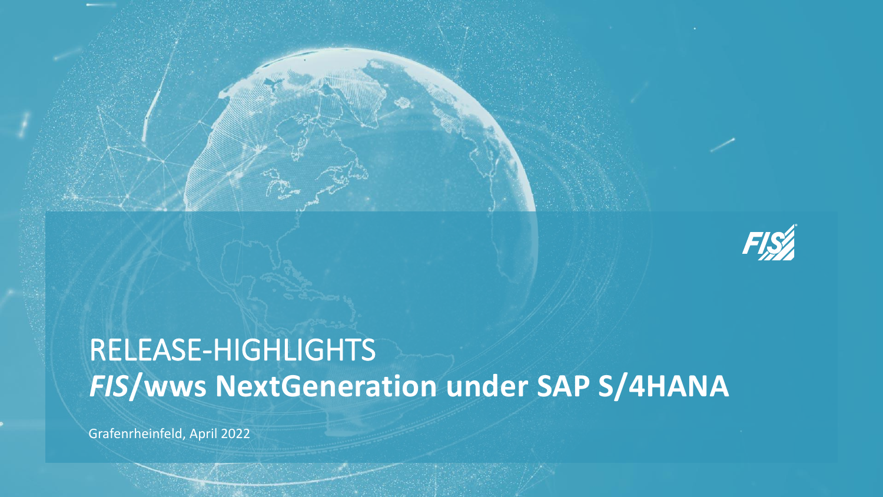# RELEASE-HIGHLIGHTS

## *FIS*/wws NextGeneration under SAP S/4HANA

Grafenrheinfeld, April 2022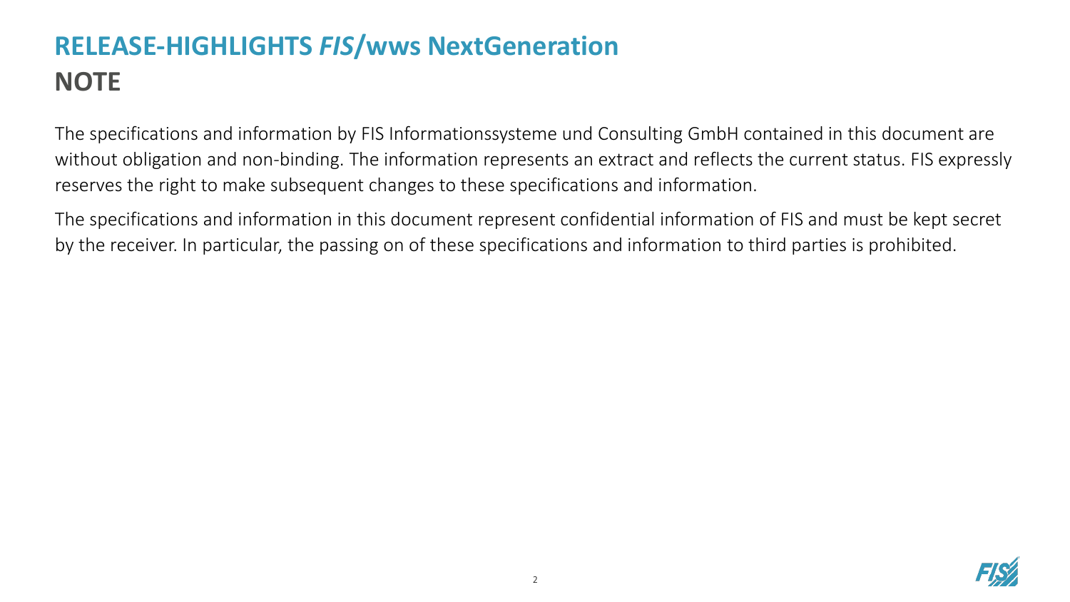# RELEASE-HIGHLIGHTS *FIS*/wws NextGeneration

## NOTE

The specifications and information by FIS Informationssysteme und Consulting GmbH contained in this document are without obligation and non-binding. The information represents an extract and reflects the current status. FIS expressly reserves the right to make subsequent changes to these specifications and information.

The specifications and information in this document represent confidential information of FIS and must be kept secret by the receiver. In particular, the passing on of these specifications and information to third parties is prohibited.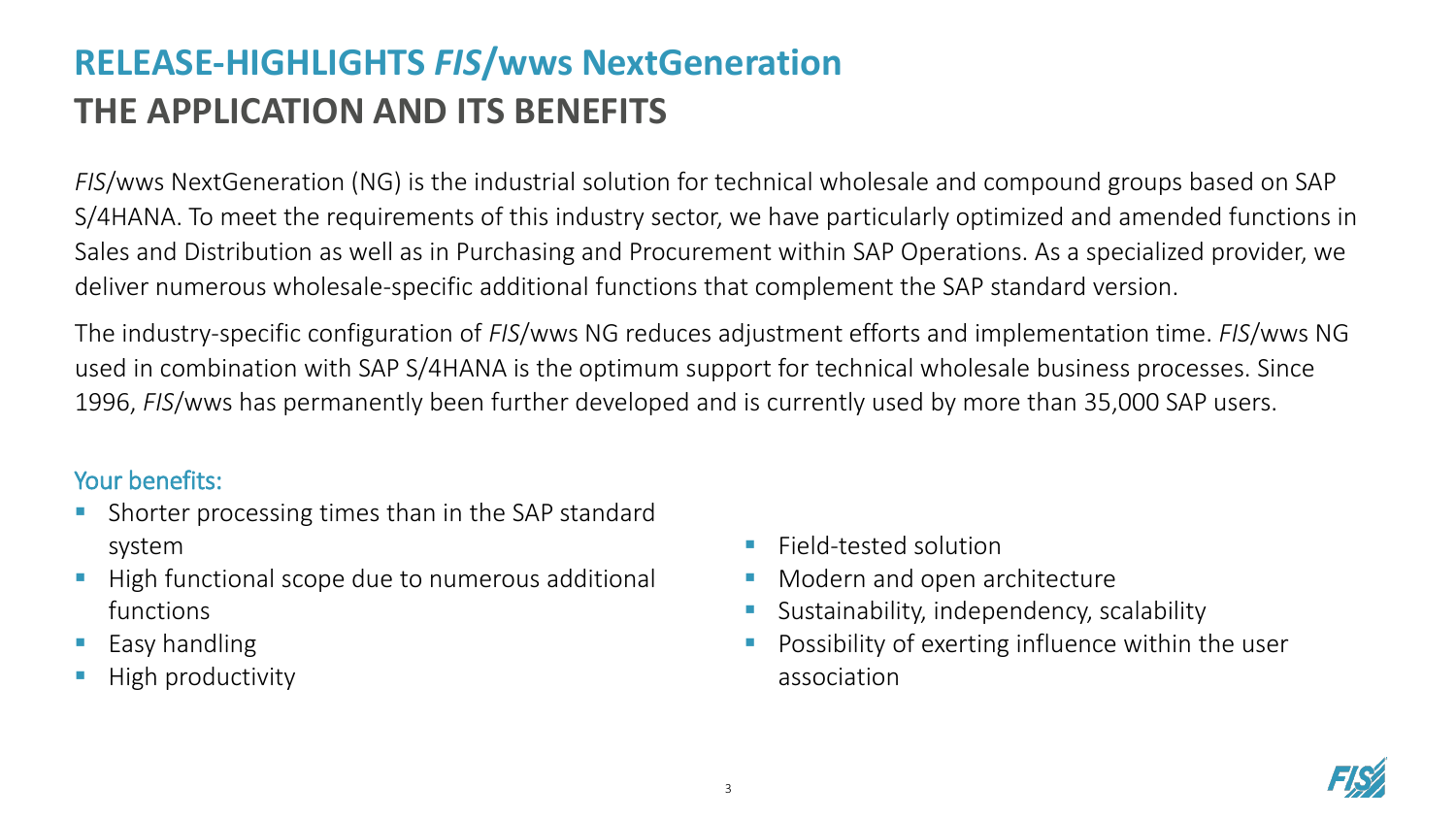# RELEASE-HIGHLIGHTS *FIS*/wws NextGeneration
## THE APPLICATION AND ITS BENEFITS

*FIS*/wws NextGeneration (NG) is the industrial solution for technical wholesale and compound groups based on SAP S/4HANA. To meet the requirements of this industry sector, we have particularly optimized and amended functions in Sales and Distribution as well as in Purchasing and Procurement within SAP Operations. As a specialized provider, we deliver numerous wholesale-specific additional functions that complement the SAP standard version.

The industry-specific configuration of *FIS*/wws NG reduces adjustment efforts and implementation time. *FIS*/wws NG used in combination with SAP S/4HANA is the optimum support for technical wholesale business processes. Since 1996, *FIS*/wws has permanently been further developed and is currently used by more than 35,000 SAP users.

### Your benefits:

- Shorter processing times than in the SAP standard system
- High functional scope due to numerous additional functions
- Easy handling
- High productivity
- Field-tested solution
- Modern and open architecture
- Sustainability, independency, scalability
- Possibility of exerting influence within the user association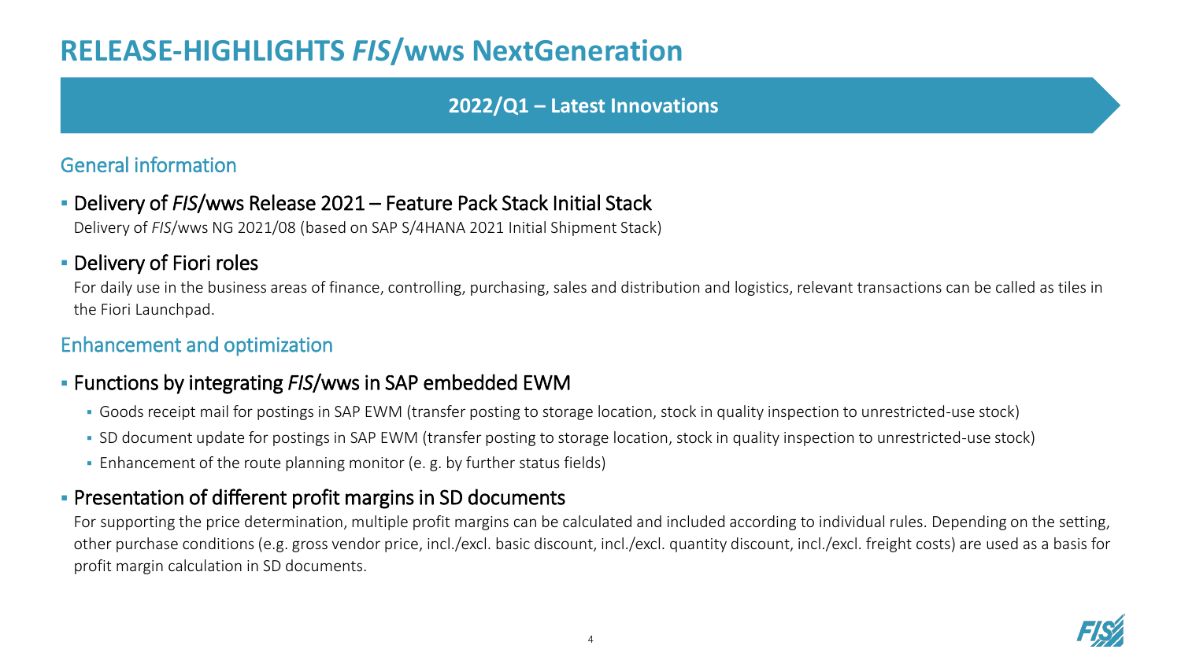# RELEASE-HIGHLIGHTS *FIS*/wws NextGeneration

## 2022/Q1 – Latest Innovations

### General information

- **Delivery of *FIS*/wws Release 2021 – Feature Pack Stack Initial Stack**

  Delivery of *FIS*/wws NG 2021/08 (based on SAP S/4HANA 2021 Initial Shipment Stack)

- **Delivery of Fiori roles**

  For daily use in the business areas of finance, controlling, purchasing, sales and distribution and logistics, relevant transactions can be called as tiles in the Fiori Launchpad.

### Enhancement and optimization

- **Functions by integrating *FIS*/wws in SAP embedded EWM**
  - Goods receipt mail for postings in SAP EWM (transfer posting to storage location, stock in quality inspection to unrestricted-use stock)
  - SD document update for postings in SAP EWM (transfer posting to storage location, stock in quality inspection to unrestricted-use stock)
  - Enhancement of the route planning monitor (e. g. by further status fields)

- **Presentation of different profit margins in SD documents**

  For supporting the price determination, multiple profit margins can be calculated and included according to individual rules. Depending on the setting, other purchase conditions (e.g. gross vendor price, incl./excl. basic discount, incl./excl. quantity discount, incl./excl. freight costs) are used as a basis for profit margin calculation in SD documents.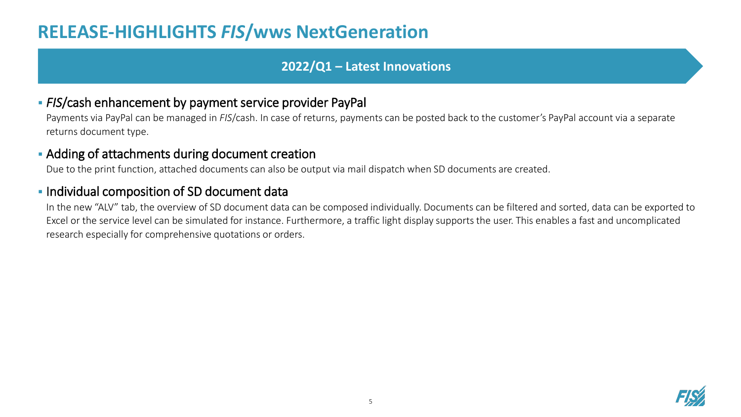# RELEASE-HIGHLIGHTS *FIS*/wws NextGeneration

## 2022/Q1 – Latest Innovations

### *FIS*/cash enhancement by payment service provider PayPal

Payments via PayPal can be managed in *FIS*/cash. In case of returns, payments can be posted back to the customer's PayPal account via a separate returns document type.

### Adding of attachments during document creation

Due to the print function, attached documents can also be output via mail dispatch when SD documents are created.

### Individual composition of SD document data

In the new "ALV" tab, the overview of SD document data can be composed individually. Documents can be filtered and sorted, data can be exported to Excel or the service level can be simulated for instance. Furthermore, a traffic light display supports the user. This enables a fast and uncomplicated research especially for comprehensive quotations or orders.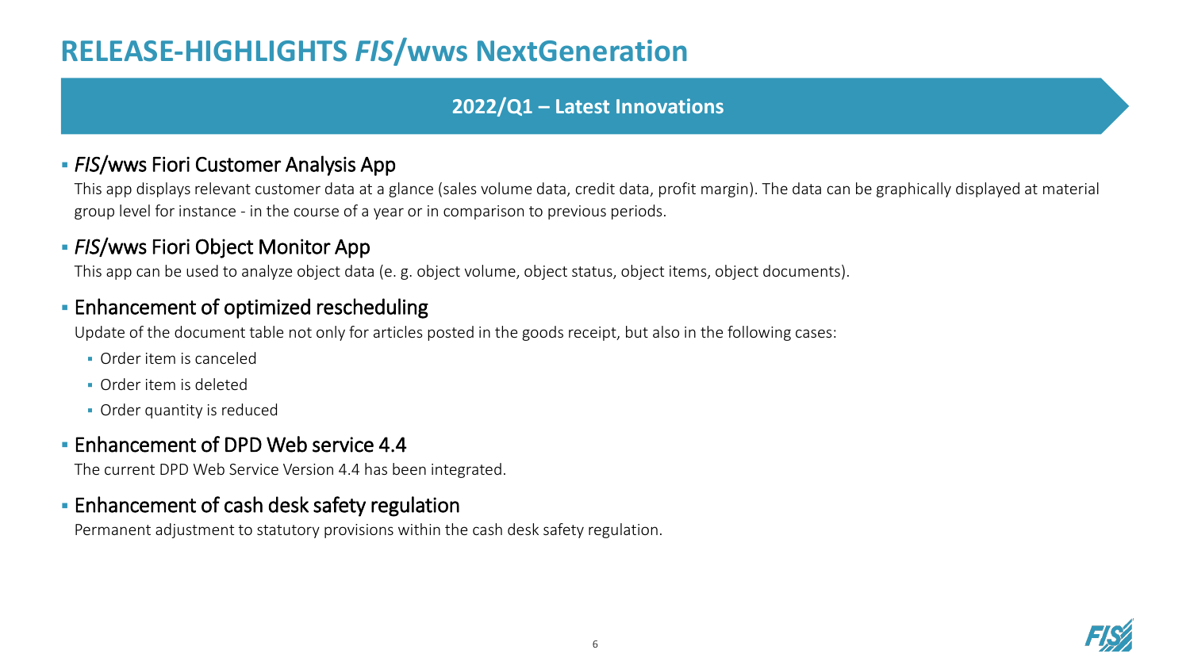# RELEASE-HIGHLIGHTS *FIS*/wws NextGeneration

## 2022/Q1 – Latest Innovations

- *FIS*/wws Fiori Customer Analysis App

  This app displays relevant customer data at a glance (sales volume data, credit data, profit margin). The data can be graphically displayed at material group level for instance - in the course of a year or in comparison to previous periods.

- *FIS*/wws Fiori Object Monitor App

  This app can be used to analyze object data (e. g. object volume, object status, object items, object documents).

- Enhancement of optimized rescheduling

  Update of the document table not only for articles posted in the goods receipt, but also in the following cases:

  - Order item is canceled
  - Order item is deleted
  - Order quantity is reduced

- Enhancement of DPD Web service 4.4

  The current DPD Web Service Version 4.4 has been integrated.

- Enhancement of cash desk safety regulation

  Permanent adjustment to statutory provisions within the cash desk safety regulation.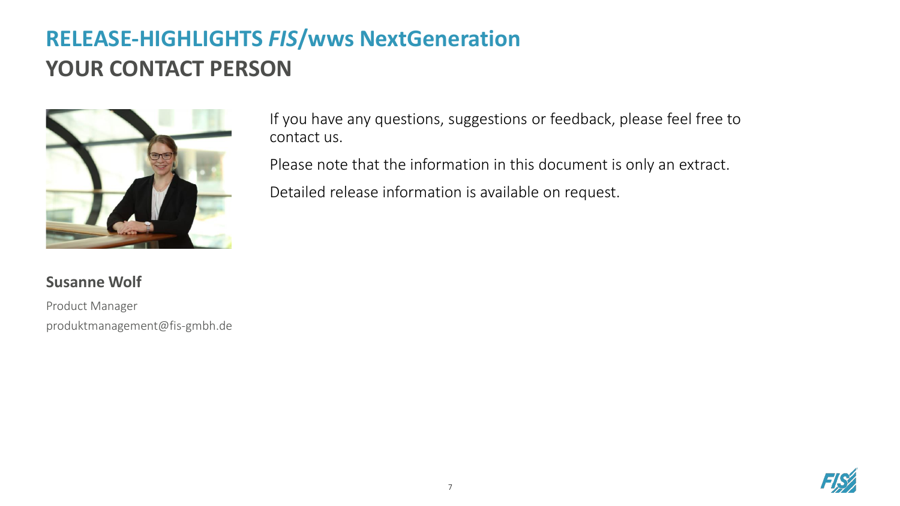# RELEASE-HIGHLIGHTS *FIS*/wws NextGeneration

## YOUR CONTACT PERSON

If you have any questions, suggestions or feedback, please feel free to contact us.

Please note that the information in this document is only an extract.

Detailed release information is available on request.

**Susanne Wolf**

Product Manager

produktmanagement@fis-gmbh.de